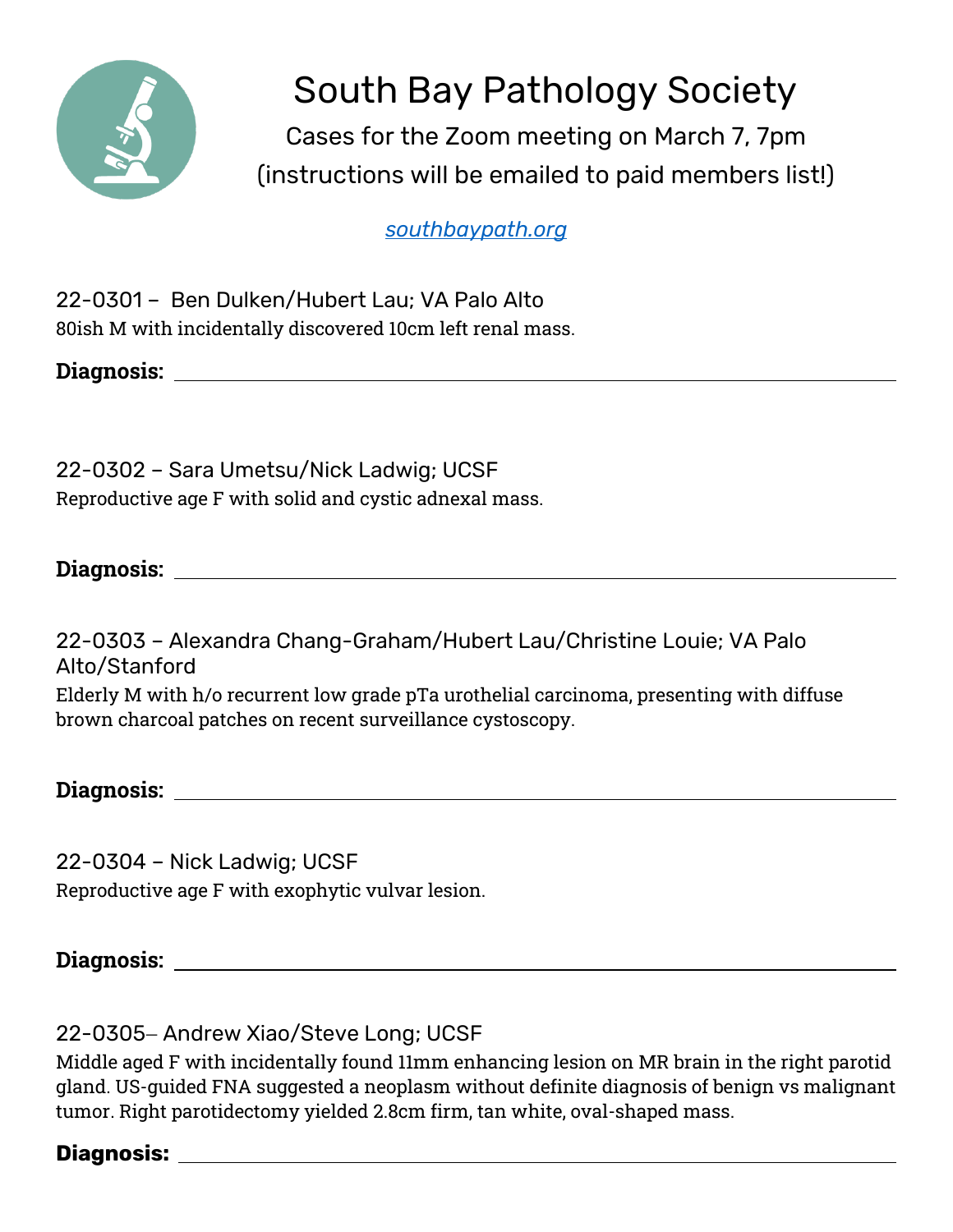# South Bay Pathology Society

Cases for the Zoom meeting on March 7, 7pm
(instructions will be emailed to paid members list!)

*southbaypath.org*

22-0301 – Ben Dulken/Hubert Lau; VA Palo Alto
80ish M with incidentally discovered 10cm left renal mass.

**Diagnosis:** ______________________________

22-0302 – Sara Umetsu/Nick Ladwig; UCSF
Reproductive age F with solid and cystic adnexal mass.

**Diagnosis:** ______________________________

22-0303 – Alexandra Chang-Graham/Hubert Lau/Christine Louie; VA Palo Alto/Stanford
Elderly M with h/o recurrent low grade pTa urothelial carcinoma, presenting with diffuse brown charcoal patches on recent surveillance cystoscopy.

**Diagnosis:** ______________________________

22-0304 – Nick Ladwig; UCSF
Reproductive age F with exophytic vulvar lesion.

**Diagnosis:** ______________________________

22-0305– Andrew Xiao/Steve Long; UCSF
Middle aged F with incidentally found 11mm enhancing lesion on MR brain in the right parotid gland. US-guided FNA suggested a neoplasm without definite diagnosis of benign vs malignant tumor. Right parotidectomy yielded 2.8cm firm, tan white, oval-shaped mass.

**Diagnosis:** ______________________________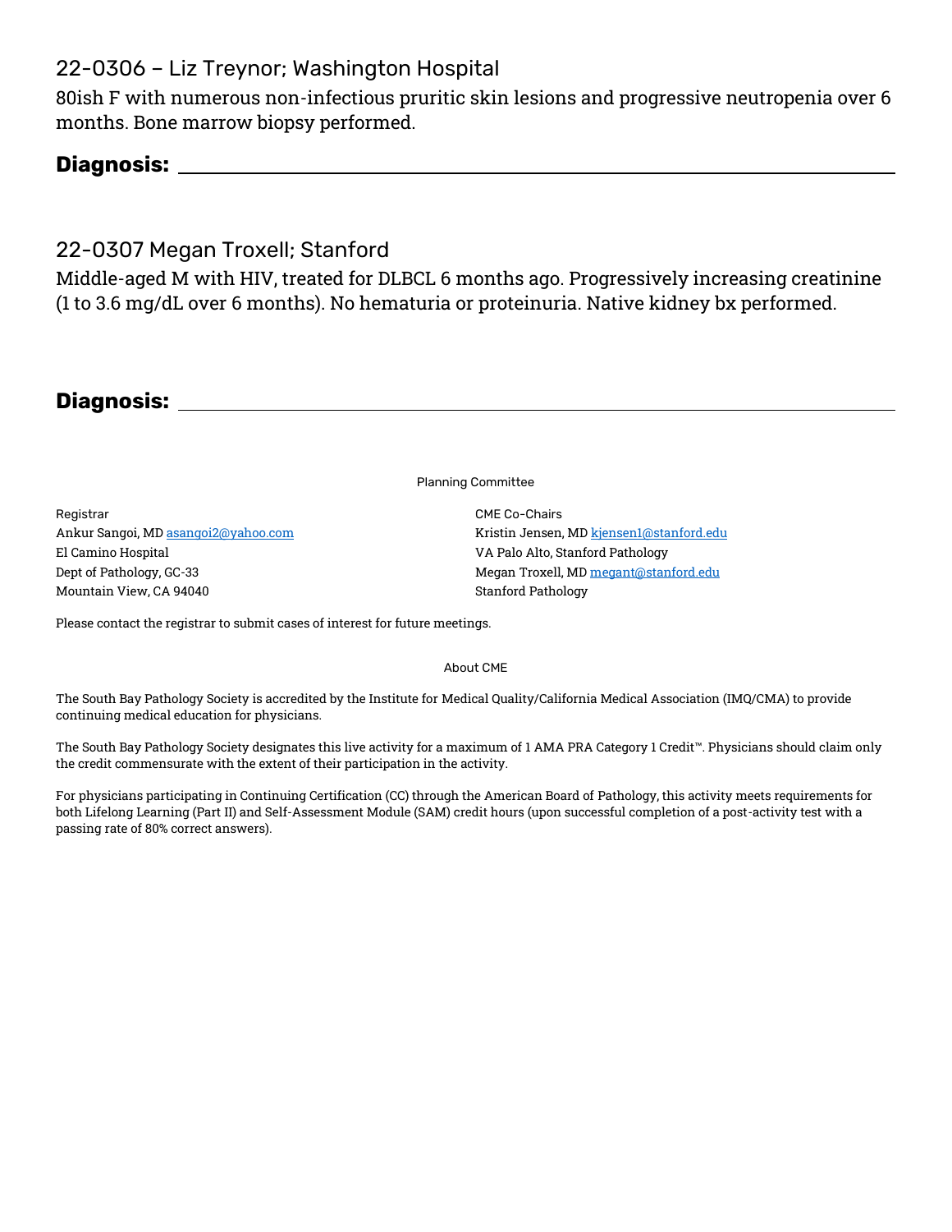## 22-0306 – Liz Treynor; Washington Hospital

80ish F with numerous non-infectious pruritic skin lesions and progressive neutropenia over 6 months. Bone marrow biopsy performed.

**Diagnosis:** ______________________________________________

## 22-0307 Megan Troxell; Stanford

Middle-aged M with HIV, treated for DLBCL 6 months ago. Progressively increasing creatinine (1 to 3.6 mg/dL over 6 months). No hematuria or proteinuria. Native kidney bx performed.

**Diagnosis:** ______________________________________________

Planning Committee

Registrar
Ankur Sangoi, MD asangoi2@yahoo.com
El Camino Hospital
Dept of Pathology, GC-33
Mountain View, CA 94040

CME Co-Chairs
Kristin Jensen, MD kjensen1@stanford.edu
VA Palo Alto, Stanford Pathology
Megan Troxell, MD megant@stanford.edu
Stanford Pathology

Please contact the registrar to submit cases of interest for future meetings.

About CME

The South Bay Pathology Society is accredited by the Institute for Medical Quality/California Medical Association (IMQ/CMA) to provide continuing medical education for physicians.

The South Bay Pathology Society designates this live activity for a maximum of 1 AMA PRA Category 1 Credit™. Physicians should claim only the credit commensurate with the extent of their participation in the activity.

For physicians participating in Continuing Certification (CC) through the American Board of Pathology, this activity meets requirements for both Lifelong Learning (Part II) and Self-Assessment Module (SAM) credit hours (upon successful completion of a post-activity test with a passing rate of 80% correct answers).